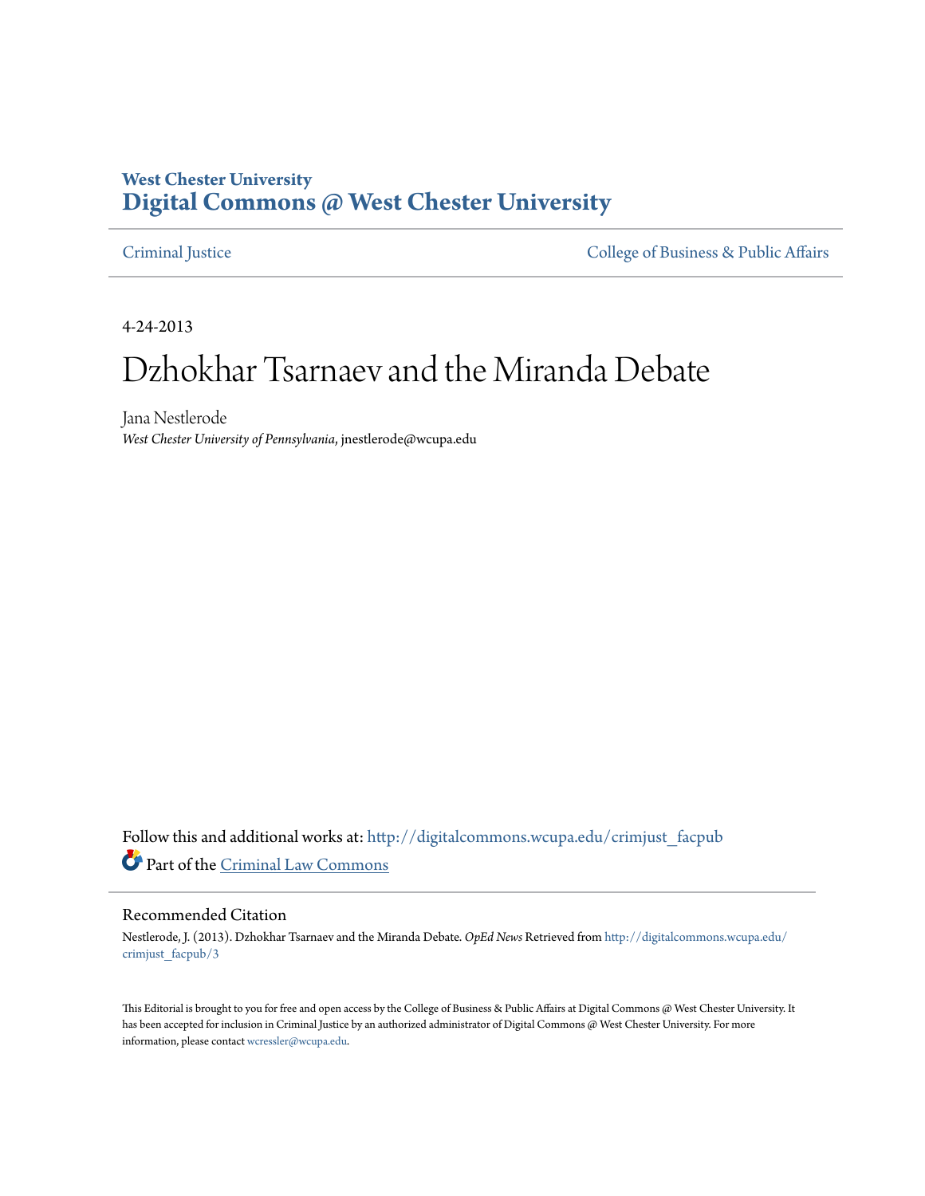West Chester University
**Digital Commons @ West Chester University**

Criminal Justice | College of Business & Public Affairs

4-24-2013

# Dzhokhar Tsarnaev and the Miranda Debate

Jana Nestlerode
*West Chester University of Pennsylvania*, jnestlerode@wcupa.edu

Follow this and additional works at: http://digitalcommons.wcupa.edu/crimjust_facpub

Part of the Criminal Law Commons

## Recommended Citation

Nestlerode, J. (2013). Dzhokhar Tsarnaev and the Miranda Debate. *OpEd News* Retrieved from http://digitalcommons.wcupa.edu/crimjust_facpub/3

This Editorial is brought to you for free and open access by the College of Business & Public Affairs at Digital Commons @ West Chester University. It has been accepted for inclusion in Criminal Justice by an authorized administrator of Digital Commons @ West Chester University. For more information, please contact wcressler@wcupa.edu.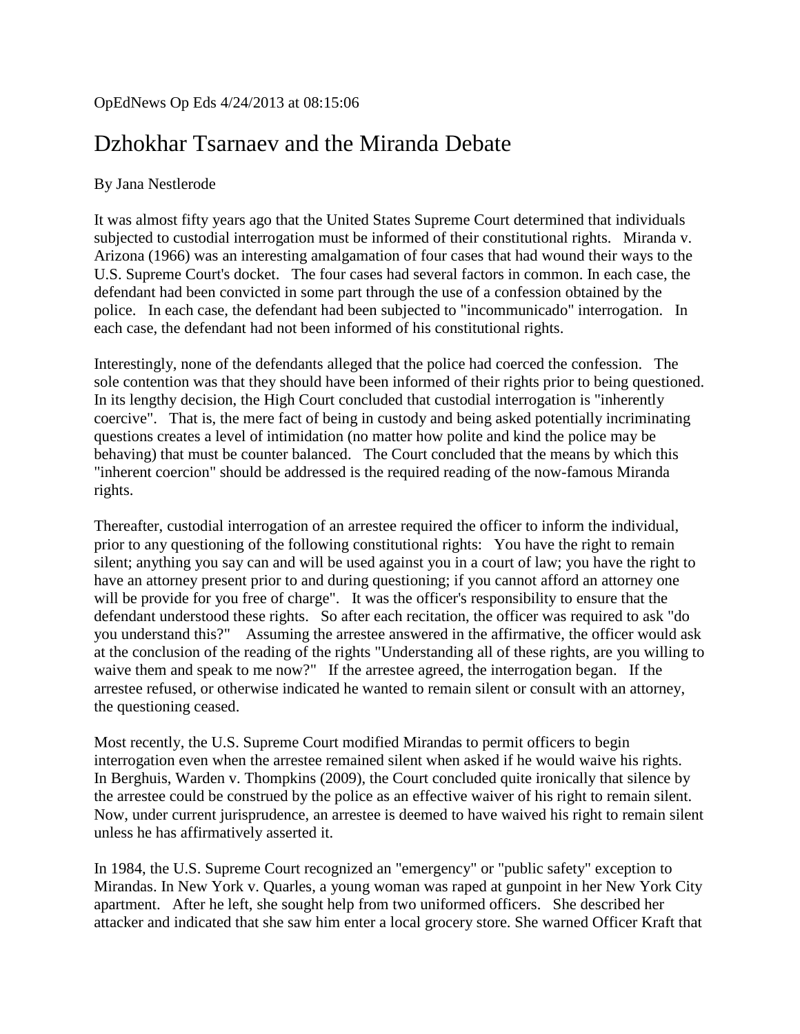OpEdNews Op Eds 4/24/2013 at 08:15:06

# Dzhokhar Tsarnaev and the Miranda Debate

By Jana Nestlerode

It was almost fifty years ago that the United States Supreme Court determined that individuals subjected to custodial interrogation must be informed of their constitutional rights. Miranda v. Arizona (1966) was an interesting amalgamation of four cases that had wound their ways to the U.S. Supreme Court's docket. The four cases had several factors in common. In each case, the defendant had been convicted in some part through the use of a confession obtained by the police. In each case, the defendant had been subjected to "incommunicado" interrogation. In each case, the defendant had not been informed of his constitutional rights.

Interestingly, none of the defendants alleged that the police had coerced the confession. The sole contention was that they should have been informed of their rights prior to being questioned. In its lengthy decision, the High Court concluded that custodial interrogation is "inherently coercive". That is, the mere fact of being in custody and being asked potentially incriminating questions creates a level of intimidation (no matter how polite and kind the police may be behaving) that must be counter balanced. The Court concluded that the means by which this "inherent coercion" should be addressed is the required reading of the now-famous Miranda rights.

Thereafter, custodial interrogation of an arrestee required the officer to inform the individual, prior to any questioning of the following constitutional rights: You have the right to remain silent; anything you say can and will be used against you in a court of law; you have the right to have an attorney present prior to and during questioning; if you cannot afford an attorney one will be provide for you free of charge". It was the officer's responsibility to ensure that the defendant understood these rights. So after each recitation, the officer was required to ask "do you understand this?" Assuming the arrestee answered in the affirmative, the officer would ask at the conclusion of the reading of the rights "Understanding all of these rights, are you willing to waive them and speak to me now?" If the arrestee agreed, the interrogation began. If the arrestee refused, or otherwise indicated he wanted to remain silent or consult with an attorney, the questioning ceased.

Most recently, the U.S. Supreme Court modified Mirandas to permit officers to begin interrogation even when the arrestee remained silent when asked if he would waive his rights. In Berghuis, Warden v. Thompkins (2009), the Court concluded quite ironically that silence by the arrestee could be construed by the police as an effective waiver of his right to remain silent. Now, under current jurisprudence, an arrestee is deemed to have waived his right to remain silent unless he has affirmatively asserted it.

In 1984, the U.S. Supreme Court recognized an "emergency" or "public safety" exception to Mirandas. In New York v. Quarles, a young woman was raped at gunpoint in her New York City apartment. After he left, she sought help from two uniformed officers. She described her attacker and indicated that she saw him enter a local grocery store. She warned Officer Kraft that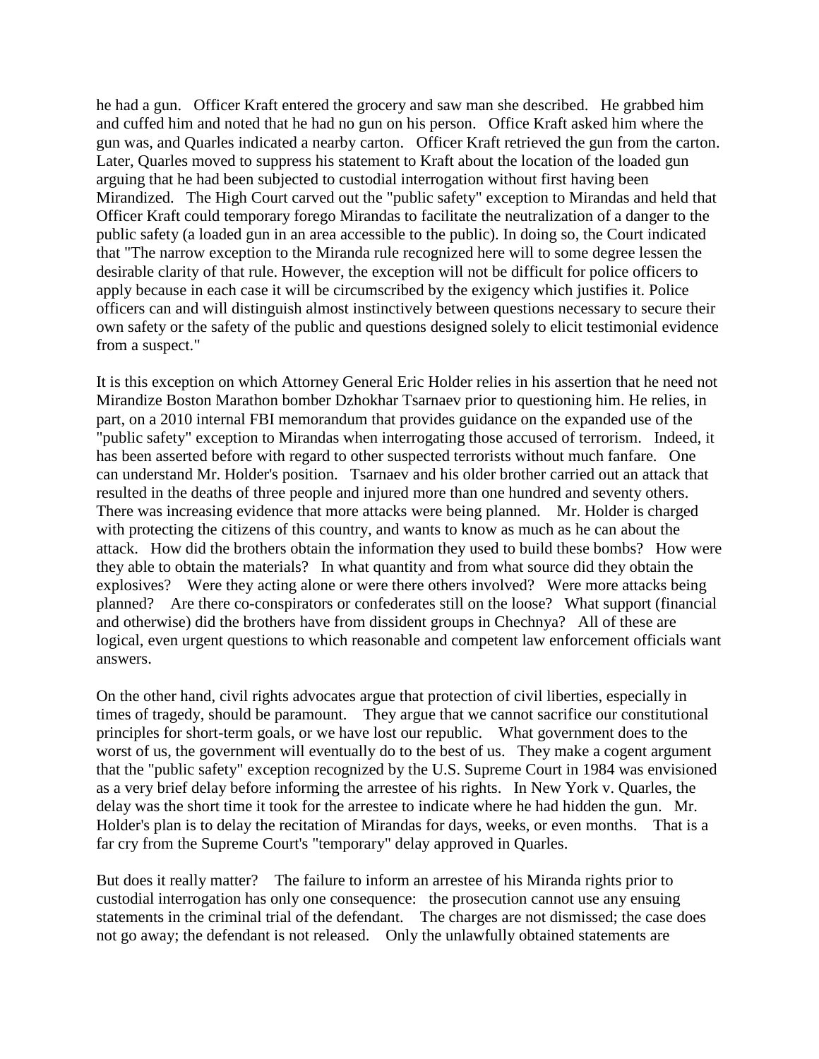he had a gun. Officer Kraft entered the grocery and saw man she described. He grabbed him and cuffed him and noted that he had no gun on his person. Office Kraft asked him where the gun was, and Quarles indicated a nearby carton. Officer Kraft retrieved the gun from the carton. Later, Quarles moved to suppress his statement to Kraft about the location of the loaded gun arguing that he had been subjected to custodial interrogation without first having been Mirandized. The High Court carved out the "public safety" exception to Mirandas and held that Officer Kraft could temporary forego Mirandas to facilitate the neutralization of a danger to the public safety (a loaded gun in an area accessible to the public). In doing so, the Court indicated that "The narrow exception to the Miranda rule recognized here will to some degree lessen the desirable clarity of that rule. However, the exception will not be difficult for police officers to apply because in each case it will be circumscribed by the exigency which justifies it. Police officers can and will distinguish almost instinctively between questions necessary to secure their own safety or the safety of the public and questions designed solely to elicit testimonial evidence from a suspect."

It is this exception on which Attorney General Eric Holder relies in his assertion that he need not Mirandize Boston Marathon bomber Dzhokhar Tsarnaev prior to questioning him. He relies, in part, on a 2010 internal FBI memorandum that provides guidance on the expanded use of the "public safety" exception to Mirandas when interrogating those accused of terrorism. Indeed, it has been asserted before with regard to other suspected terrorists without much fanfare. One can understand Mr. Holder's position. Tsarnaev and his older brother carried out an attack that resulted in the deaths of three people and injured more than one hundred and seventy others. There was increasing evidence that more attacks were being planned. Mr. Holder is charged with protecting the citizens of this country, and wants to know as much as he can about the attack. How did the brothers obtain the information they used to build these bombs? How were they able to obtain the materials? In what quantity and from what source did they obtain the explosives? Were they acting alone or were there others involved? Were more attacks being planned? Are there co-conspirators or confederates still on the loose? What support (financial and otherwise) did the brothers have from dissident groups in Chechnya? All of these are logical, even urgent questions to which reasonable and competent law enforcement officials want answers.

On the other hand, civil rights advocates argue that protection of civil liberties, especially in times of tragedy, should be paramount. They argue that we cannot sacrifice our constitutional principles for short-term goals, or we have lost our republic. What government does to the worst of us, the government will eventually do to the best of us. They make a cogent argument that the "public safety" exception recognized by the U.S. Supreme Court in 1984 was envisioned as a very brief delay before informing the arrestee of his rights. In New York v. Quarles, the delay was the short time it took for the arrestee to indicate where he had hidden the gun. Mr. Holder's plan is to delay the recitation of Mirandas for days, weeks, or even months. That is a far cry from the Supreme Court's "temporary" delay approved in Quarles.

But does it really matter? The failure to inform an arrestee of his Miranda rights prior to custodial interrogation has only one consequence: the prosecution cannot use any ensuing statements in the criminal trial of the defendant. The charges are not dismissed; the case does not go away; the defendant is not released. Only the unlawfully obtained statements are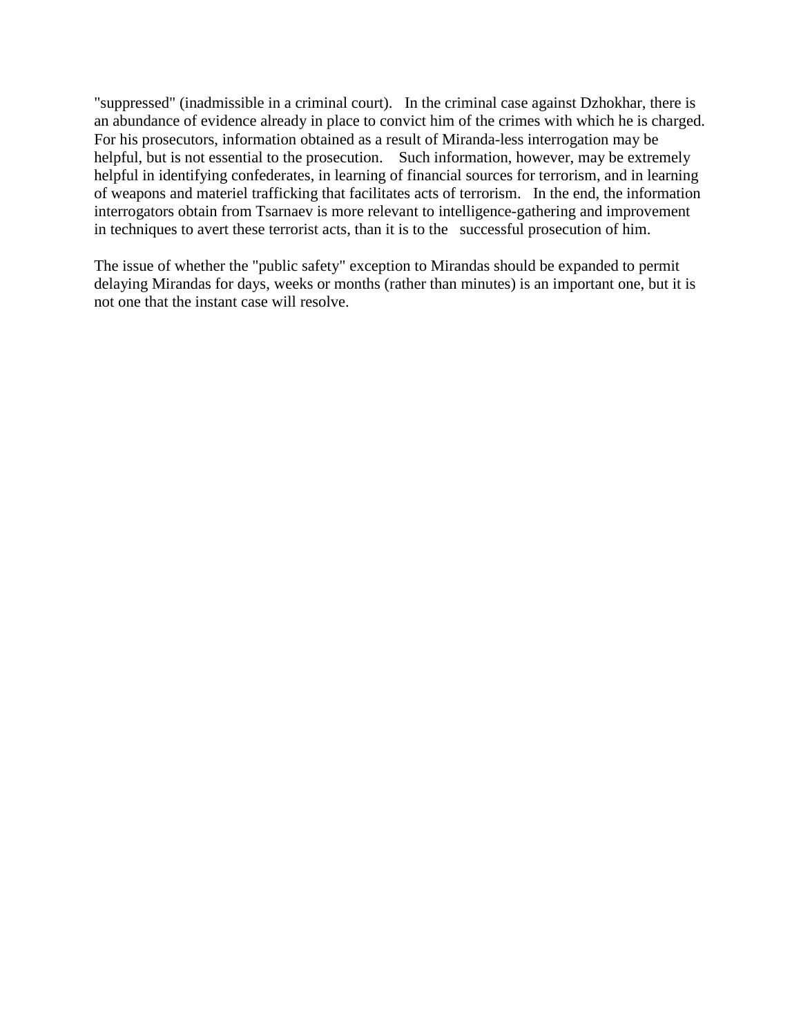"suppressed" (inadmissible in a criminal court). In the criminal case against Dzhokhar, there is an abundance of evidence already in place to convict him of the crimes with which he is charged. For his prosecutors, information obtained as a result of Miranda-less interrogation may be helpful, but is not essential to the prosecution. Such information, however, may be extremely helpful in identifying confederates, in learning of financial sources for terrorism, and in learning of weapons and materiel trafficking that facilitates acts of terrorism. In the end, the information interrogators obtain from Tsarnaev is more relevant to intelligence-gathering and improvement in techniques to avert these terrorist acts, than it is to the successful prosecution of him.

The issue of whether the "public safety" exception to Mirandas should be expanded to permit delaying Mirandas for days, weeks or months (rather than minutes) is an important one, but it is not one that the instant case will resolve.